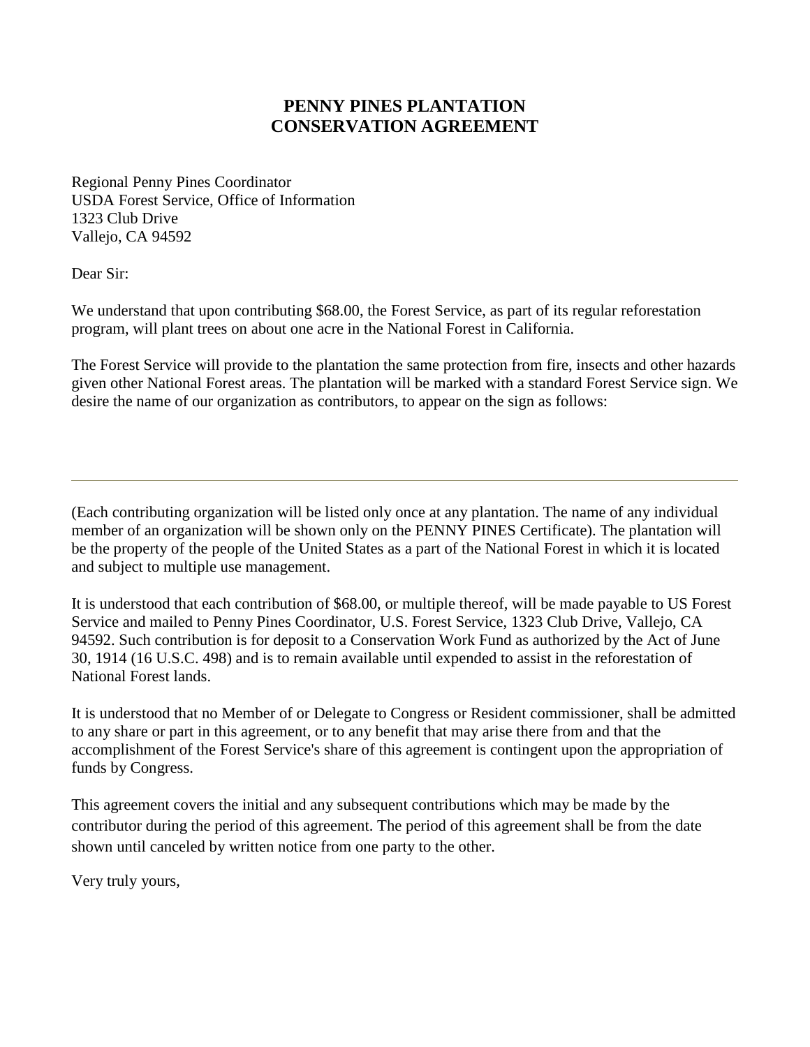# PENNY PINES PLANTATION CONSERVATION AGREEMENT

Regional Penny Pines Coordinator
USDA Forest Service, Office of Information
1323 Club Drive
Vallejo, CA 94592

Dear Sir:

We understand that upon contributing $68.00, the Forest Service, as part of its regular reforestation program, will plant trees on about one acre in the National Forest in California.

The Forest Service will provide to the plantation the same protection from fire, insects and other hazards given other National Forest areas. The plantation will be marked with a standard Forest Service sign. We desire the name of our organization as contributors, to appear on the sign as follows:

---

(Each contributing organization will be listed only once at any plantation. The name of any individual member of an organization will be shown only on the PENNY PINES Certificate). The plantation will be the property of the people of the United States as a part of the National Forest in which it is located and subject to multiple use management.

It is understood that each contribution of $68.00, or multiple thereof, will be made payable to US Forest Service and mailed to Penny Pines Coordinator, U.S. Forest Service, 1323 Club Drive, Vallejo, CA 94592. Such contribution is for deposit to a Conservation Work Fund as authorized by the Act of June 30, 1914 (16 U.S.C. 498) and is to remain available until expended to assist in the reforestation of National Forest lands.

It is understood that no Member of or Delegate to Congress or Resident commissioner, shall be admitted to any share or part in this agreement, or to any benefit that may arise there from and that the accomplishment of the Forest Service's share of this agreement is contingent upon the appropriation of funds by Congress.

This agreement covers the initial and any subsequent contributions which may be made by the contributor during the period of this agreement. The period of this agreement shall be from the date shown until canceled by written notice from one party to the other.

Very truly yours,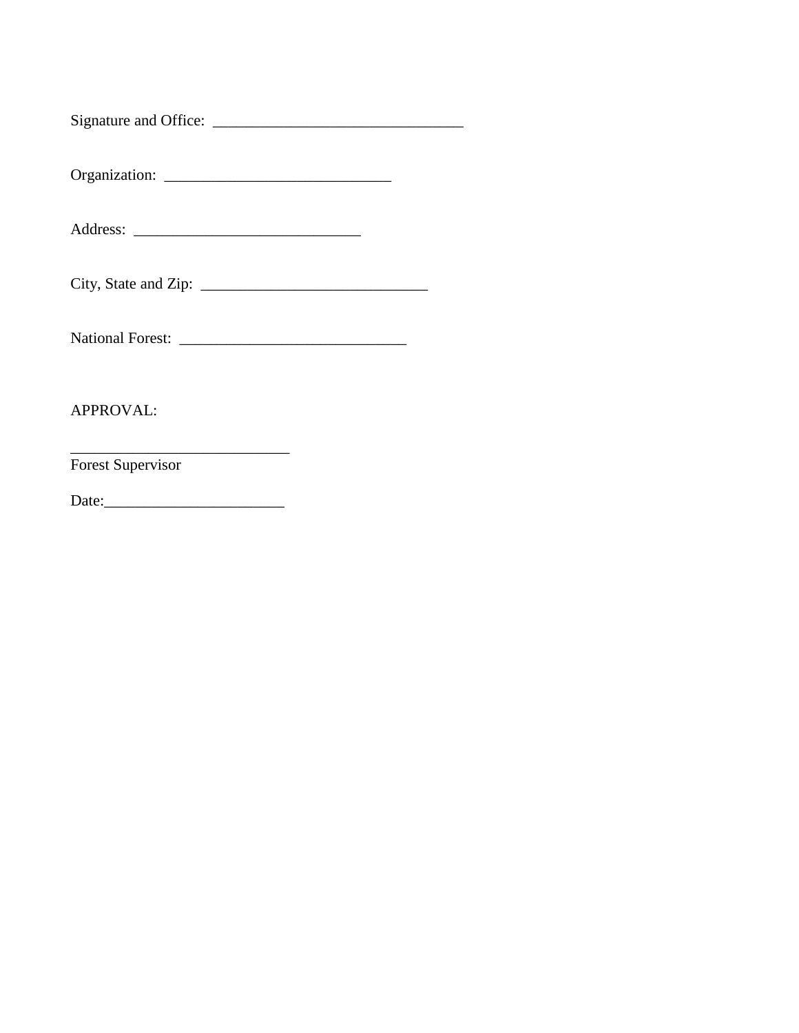Signature and Office: ________________________________

Organization: ____________________________

Address: ____________________________

City, State and Zip: ____________________________

National Forest: ____________________________

APPROVAL:

____________________________
Forest Supervisor

Date:______________________